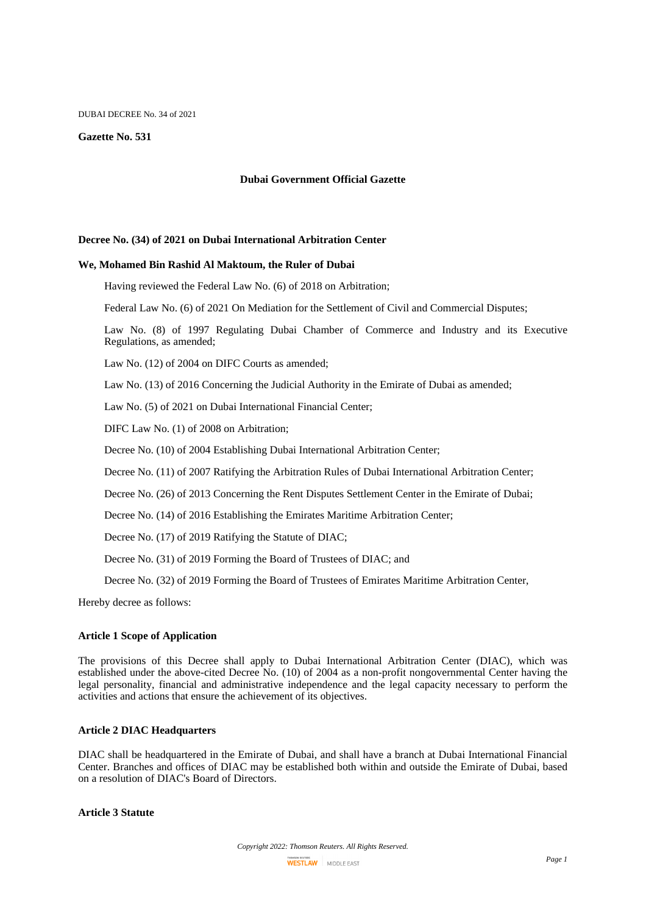DUBAI DECREE No. 34 of 2021

**Gazette No. 531**

**Dubai Government Official Gazette**

**Decree No. (34) of 2021 on Dubai International Arbitration Center**

**We, Mohamed Bin Rashid Al Maktoum, the Ruler of Dubai**

Having reviewed the Federal Law No. (6) of 2018 on Arbitration;

Federal Law No. (6) of 2021 On Mediation for the Settlement of Civil and Commercial Disputes;

Law No. (8) of 1997 Regulating Dubai Chamber of Commerce and Industry and its Executive Regulations, as amended;

Law No. (12) of 2004 on DIFC Courts as amended;

Law No. (13) of 2016 Concerning the Judicial Authority in the Emirate of Dubai as amended;

Law No. (5) of 2021 on Dubai International Financial Center;

DIFC Law No. (1) of 2008 on Arbitration;

Decree No. (10) of 2004 Establishing Dubai International Arbitration Center;

Decree No. (11) of 2007 Ratifying the Arbitration Rules of Dubai International Arbitration Center;

Decree No. (26) of 2013 Concerning the Rent Disputes Settlement Center in the Emirate of Dubai;

Decree No. (14) of 2016 Establishing the Emirates Maritime Arbitration Center;

Decree No. (17) of 2019 Ratifying the Statute of DIAC;

Decree No. (31) of 2019 Forming the Board of Trustees of DIAC; and

Decree No. (32) of 2019 Forming the Board of Trustees of Emirates Maritime Arbitration Center,

Hereby decree as follows:

**Article 1 Scope of Application**

The provisions of this Decree shall apply to Dubai International Arbitration Center (DIAC), which was established under the above-cited Decree No. (10) of 2004 as a non-profit nongovernmental Center having the legal personality, financial and administrative independence and the legal capacity necessary to perform the activities and actions that ensure the achievement of its objectives.

**Article 2 DIAC Headquarters**

DIAC shall be headquartered in the Emirate of Dubai, and shall have a branch at Dubai International Financial Center. Branches and offices of DIAC may be established both within and outside the Emirate of Dubai, based on a resolution of DIAC's Board of Directors.

**Article 3 Statute**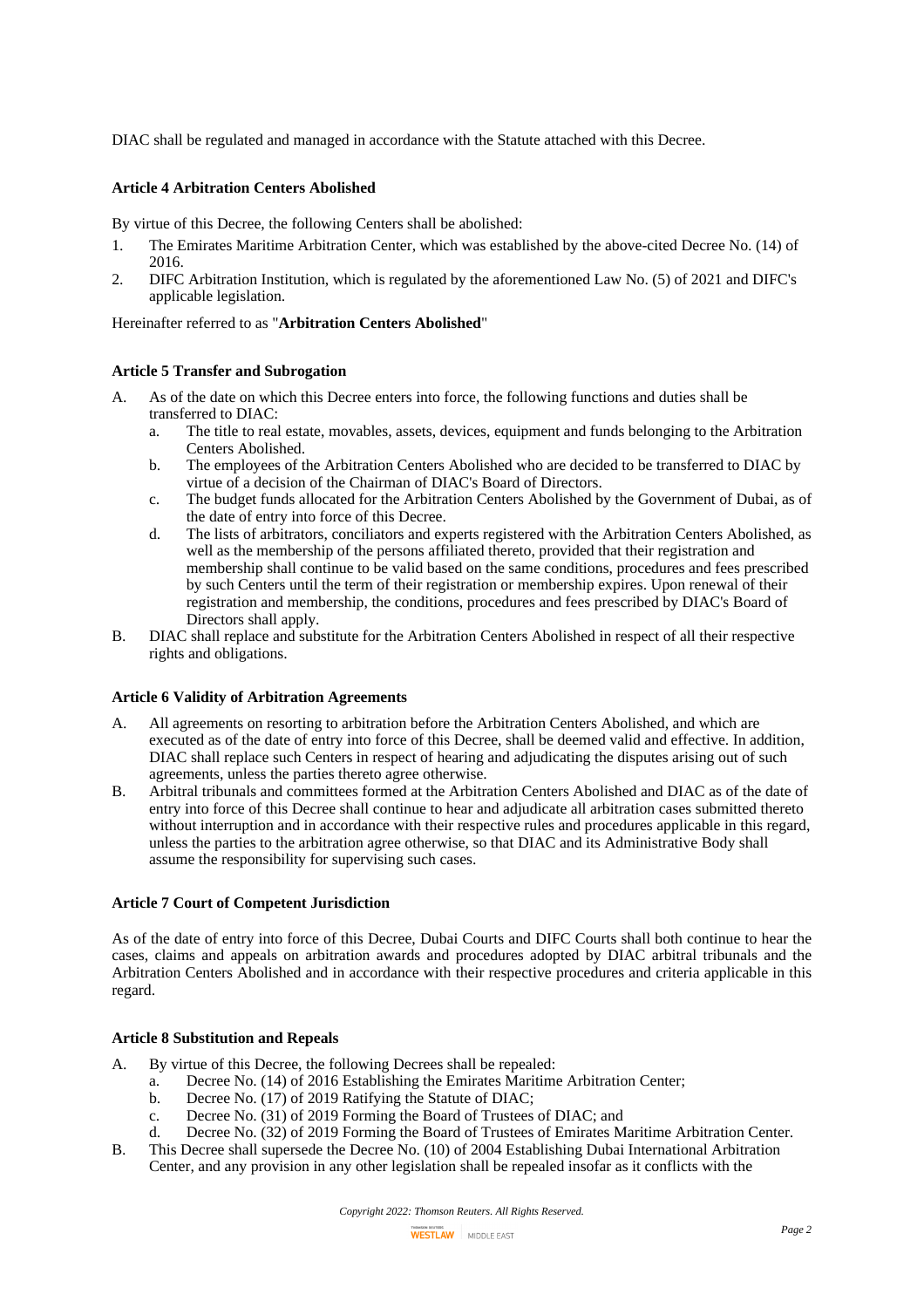DIAC shall be regulated and managed in accordance with the Statute attached with this Decree.

### Article 4 Arbitration Centers Abolished

By virtue of this Decree, the following Centers shall be abolished:

1. The Emirates Maritime Arbitration Center, which was established by the above-cited Decree No. (14) of 2016.
2. DIFC Arbitration Institution, which is regulated by the aforementioned Law No. (5) of 2021 and DIFC's applicable legislation.

Hereinafter referred to as "**Arbitration Centers Abolished**"

### Article 5 Transfer and Subrogation

A. As of the date on which this Decree enters into force, the following functions and duties shall be transferred to DIAC:
   a. The title to real estate, movables, assets, devices, equipment and funds belonging to the Arbitration Centers Abolished.
   b. The employees of the Arbitration Centers Abolished who are decided to be transferred to DIAC by virtue of a decision of the Chairman of DIAC's Board of Directors.
   c. The budget funds allocated for the Arbitration Centers Abolished by the Government of Dubai, as of the date of entry into force of this Decree.
   d. The lists of arbitrators, conciliators and experts registered with the Arbitration Centers Abolished, as well as the membership of the persons affiliated thereto, provided that their registration and membership shall continue to be valid based on the same conditions, procedures and fees prescribed by such Centers until the term of their registration or membership expires. Upon renewal of their registration and membership, the conditions, procedures and fees prescribed by DIAC's Board of Directors shall apply.

B. DIAC shall replace and substitute for the Arbitration Centers Abolished in respect of all their respective rights and obligations.

### Article 6 Validity of Arbitration Agreements

A. All agreements on resorting to arbitration before the Arbitration Centers Abolished, and which are executed as of the date of entry into force of this Decree, shall be deemed valid and effective. In addition, DIAC shall replace such Centers in respect of hearing and adjudicating the disputes arising out of such agreements, unless the parties thereto agree otherwise.

B. Arbitral tribunals and committees formed at the Arbitration Centers Abolished and DIAC as of the date of entry into force of this Decree shall continue to hear and adjudicate all arbitration cases submitted thereto without interruption and in accordance with their respective rules and procedures applicable in this regard, unless the parties to the arbitration agree otherwise, so that DIAC and its Administrative Body shall assume the responsibility for supervising such cases.

### Article 7 Court of Competent Jurisdiction

As of the date of entry into force of this Decree, Dubai Courts and DIFC Courts shall both continue to hear the cases, claims and appeals on arbitration awards and procedures adopted by DIAC arbitral tribunals and the Arbitration Centers Abolished and in accordance with their respective procedures and criteria applicable in this regard.

### Article 8 Substitution and Repeals

A. By virtue of this Decree, the following Decrees shall be repealed:
   a. Decree No. (14) of 2016 Establishing the Emirates Maritime Arbitration Center;
   b. Decree No. (17) of 2019 Ratifying the Statute of DIAC;
   c. Decree No. (31) of 2019 Forming the Board of Trustees of DIAC; and
   d. Decree No. (32) of 2019 Forming the Board of Trustees of Emirates Maritime Arbitration Center.

B. This Decree shall supersede the Decree No. (10) of 2004 Establishing Dubai International Arbitration Center, and any provision in any other legislation shall be repealed insofar as it conflicts with the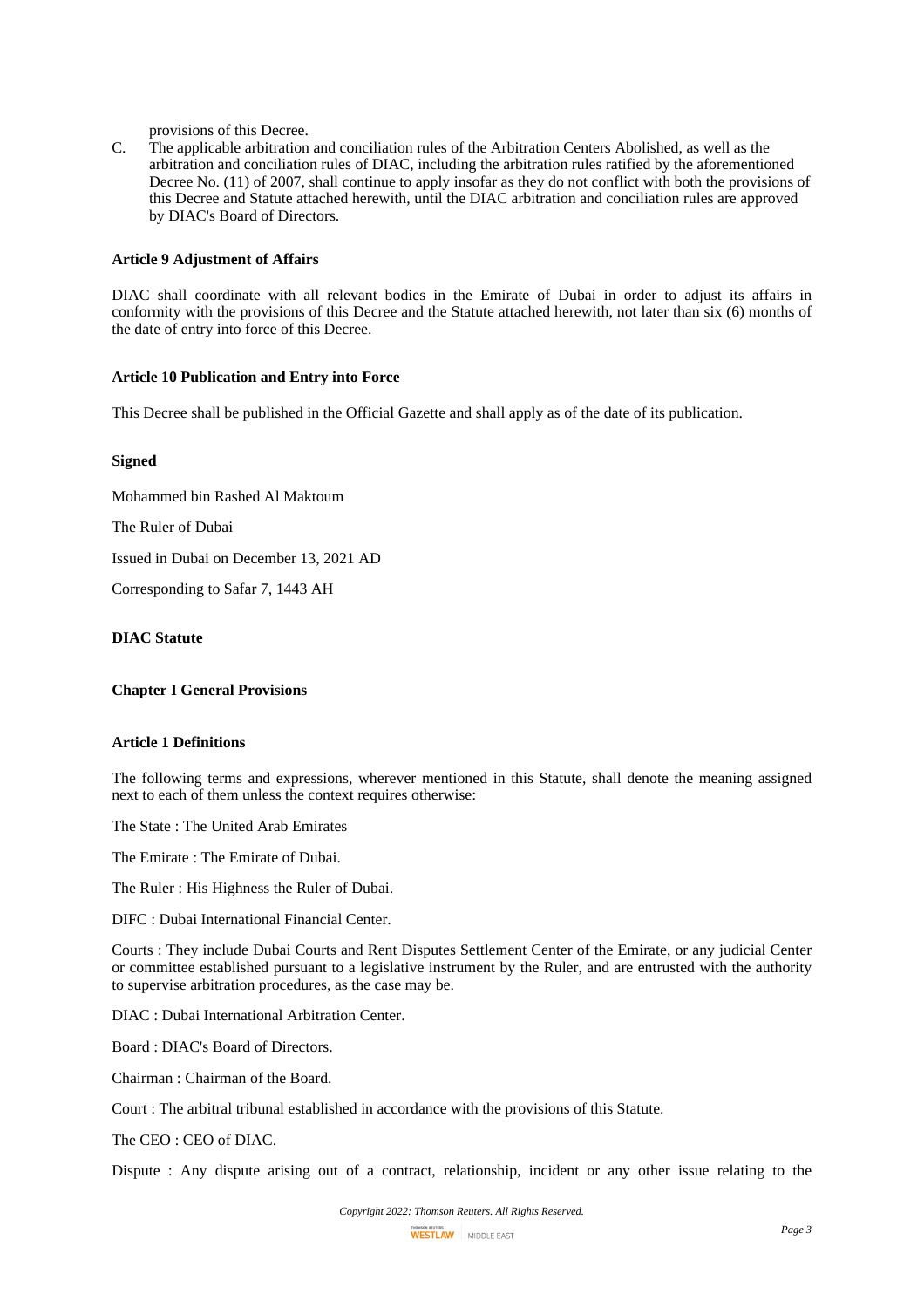provisions of this Decree.

C. The applicable arbitration and conciliation rules of the Arbitration Centers Abolished, as well as the arbitration and conciliation rules of DIAC, including the arbitration rules ratified by the aforementioned Decree No. (11) of 2007, shall continue to apply insofar as they do not conflict with both the provisions of this Decree and Statute attached herewith, until the DIAC arbitration and conciliation rules are approved by DIAC's Board of Directors.

**Article 9 Adjustment of Affairs**

DIAC shall coordinate with all relevant bodies in the Emirate of Dubai in order to adjust its affairs in conformity with the provisions of this Decree and the Statute attached herewith, not later than six (6) months of the date of entry into force of this Decree.

**Article 10 Publication and Entry into Force**

This Decree shall be published in the Official Gazette and shall apply as of the date of its publication.

**Signed**

Mohammed bin Rashed Al Maktoum

The Ruler of Dubai

Issued in Dubai on December 13, 2021 AD

Corresponding to Safar 7, 1443 AH

**DIAC Statute**

**Chapter I General Provisions**

**Article 1 Definitions**

The following terms and expressions, wherever mentioned in this Statute, shall denote the meaning assigned next to each of them unless the context requires otherwise:

The State : The United Arab Emirates

The Emirate : The Emirate of Dubai.

The Ruler : His Highness the Ruler of Dubai.

DIFC : Dubai International Financial Center.

Courts : They include Dubai Courts and Rent Disputes Settlement Center of the Emirate, or any judicial Center or committee established pursuant to a legislative instrument by the Ruler, and are entrusted with the authority to supervise arbitration procedures, as the case may be.

DIAC : Dubai International Arbitration Center.

Board : DIAC's Board of Directors.

Chairman : Chairman of the Board.

Court : The arbitral tribunal established in accordance with the provisions of this Statute.

The CEO : CEO of DIAC.

Dispute : Any dispute arising out of a contract, relationship, incident or any other issue relating to the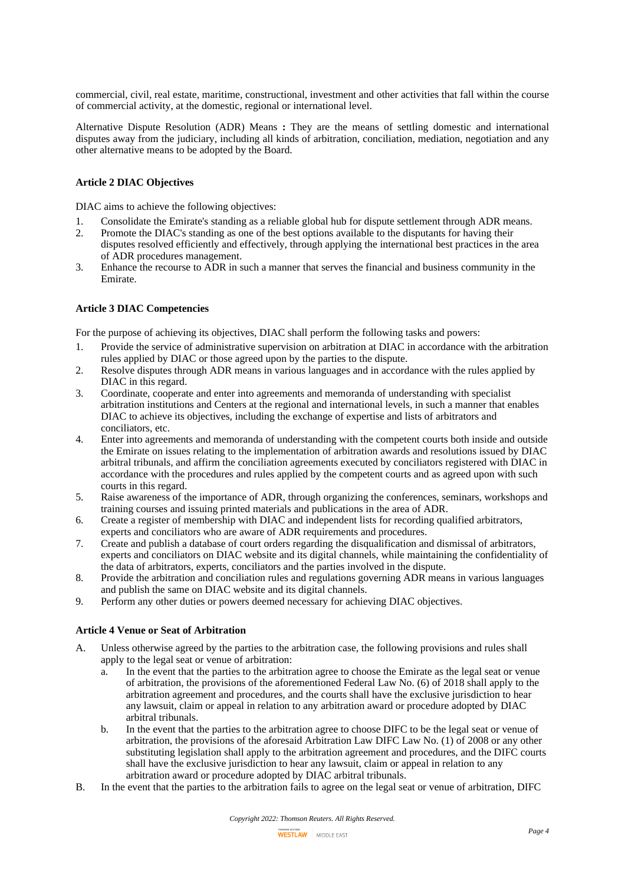commercial, civil, real estate, maritime, constructional, investment and other activities that fall within the course of commercial activity, at the domestic, regional or international level.

Alternative Dispute Resolution (ADR) Means **:** They are the means of settling domestic and international disputes away from the judiciary, including all kinds of arbitration, conciliation, mediation, negotiation and any other alternative means to be adopted by the Board.

**Article 2 DIAC Objectives**

DIAC aims to achieve the following objectives:

1. Consolidate the Emirate's standing as a reliable global hub for dispute settlement through ADR means.
2. Promote the DIAC's standing as one of the best options available to the disputants for having their disputes resolved efficiently and effectively, through applying the international best practices in the area of ADR procedures management.
3. Enhance the recourse to ADR in such a manner that serves the financial and business community in the Emirate.

**Article 3 DIAC Competencies**

For the purpose of achieving its objectives, DIAC shall perform the following tasks and powers:

1. Provide the service of administrative supervision on arbitration at DIAC in accordance with the arbitration rules applied by DIAC or those agreed upon by the parties to the dispute.
2. Resolve disputes through ADR means in various languages and in accordance with the rules applied by DIAC in this regard.
3. Coordinate, cooperate and enter into agreements and memoranda of understanding with specialist arbitration institutions and Centers at the regional and international levels, in such a manner that enables DIAC to achieve its objectives, including the exchange of expertise and lists of arbitrators and conciliators, etc.
4. Enter into agreements and memoranda of understanding with the competent courts both inside and outside the Emirate on issues relating to the implementation of arbitration awards and resolutions issued by DIAC arbitral tribunals, and affirm the conciliation agreements executed by conciliators registered with DIAC in accordance with the procedures and rules applied by the competent courts and as agreed upon with such courts in this regard.
5. Raise awareness of the importance of ADR, through organizing the conferences, seminars, workshops and training courses and issuing printed materials and publications in the area of ADR.
6. Create a register of membership with DIAC and independent lists for recording qualified arbitrators, experts and conciliators who are aware of ADR requirements and procedures.
7. Create and publish a database of court orders regarding the disqualification and dismissal of arbitrators, experts and conciliators on DIAC website and its digital channels, while maintaining the confidentiality of the data of arbitrators, experts, conciliators and the parties involved in the dispute.
8. Provide the arbitration and conciliation rules and regulations governing ADR means in various languages and publish the same on DIAC website and its digital channels.
9. Perform any other duties or powers deemed necessary for achieving DIAC objectives.

**Article 4 Venue or Seat of Arbitration**

A. Unless otherwise agreed by the parties to the arbitration case, the following provisions and rules shall apply to the legal seat or venue of arbitration:
   a. In the event that the parties to the arbitration agree to choose the Emirate as the legal seat or venue of arbitration, the provisions of the aforementioned Federal Law No. (6) of 2018 shall apply to the arbitration agreement and procedures, and the courts shall have the exclusive jurisdiction to hear any lawsuit, claim or appeal in relation to any arbitration award or procedure adopted by DIAC arbitral tribunals.
   b. In the event that the parties to the arbitration agree to choose DIFC to be the legal seat or venue of arbitration, the provisions of the aforesaid Arbitration Law DIFC Law No. (1) of 2008 or any other substituting legislation shall apply to the arbitration agreement and procedures, and the DIFC courts shall have the exclusive jurisdiction to hear any lawsuit, claim or appeal in relation to any arbitration award or procedure adopted by DIAC arbitral tribunals.

B. In the event that the parties to the arbitration fails to agree on the legal seat or venue of arbitration, DIFC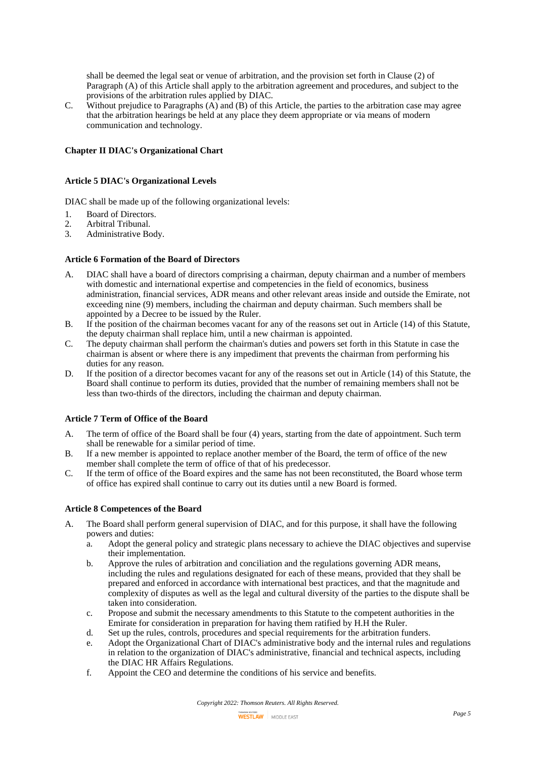shall be deemed the legal seat or venue of arbitration, and the provision set forth in Clause (2) of Paragraph (A) of this Article shall apply to the arbitration agreement and procedures, and subject to the provisions of the arbitration rules applied by DIAC.

C. Without prejudice to Paragraphs (A) and (B) of this Article, the parties to the arbitration case may agree that the arbitration hearings be held at any place they deem appropriate or via means of modern communication and technology.

## Chapter II DIAC's Organizational Chart

### Article 5 DIAC's Organizational Levels

DIAC shall be made up of the following organizational levels:

1. Board of Directors.
2. Arbitral Tribunal.
3. Administrative Body.

### Article 6 Formation of the Board of Directors

A. DIAC shall have a board of directors comprising a chairman, deputy chairman and a number of members with domestic and international expertise and competencies in the field of economics, business administration, financial services, ADR means and other relevant areas inside and outside the Emirate, not exceeding nine (9) members, including the chairman and deputy chairman. Such members shall be appointed by a Decree to be issued by the Ruler.

B. If the position of the chairman becomes vacant for any of the reasons set out in Article (14) of this Statute, the deputy chairman shall replace him, until a new chairman is appointed.

C. The deputy chairman shall perform the chairman's duties and powers set forth in this Statute in case the chairman is absent or where there is any impediment that prevents the chairman from performing his duties for any reason.

D. If the position of a director becomes vacant for any of the reasons set out in Article (14) of this Statute, the Board shall continue to perform its duties, provided that the number of remaining members shall not be less than two-thirds of the directors, including the chairman and deputy chairman.

### Article 7 Term of Office of the Board

A. The term of office of the Board shall be four (4) years, starting from the date of appointment. Such term shall be renewable for a similar period of time.

B. If a new member is appointed to replace another member of the Board, the term of office of the new member shall complete the term of office of that of his predecessor.

C. If the term of office of the Board expires and the same has not been reconstituted, the Board whose term of office has expired shall continue to carry out its duties until a new Board is formed.

### Article 8 Competences of the Board

A. The Board shall perform general supervision of DIAC, and for this purpose, it shall have the following powers and duties:

   a. Adopt the general policy and strategic plans necessary to achieve the DIAC objectives and supervise their implementation.

   b. Approve the rules of arbitration and conciliation and the regulations governing ADR means, including the rules and regulations designated for each of these means, provided that they shall be prepared and enforced in accordance with international best practices, and that the magnitude and complexity of disputes as well as the legal and cultural diversity of the parties to the dispute shall be taken into consideration.

   c. Propose and submit the necessary amendments to this Statute to the competent authorities in the Emirate for consideration in preparation for having them ratified by H.H the Ruler.

   d. Set up the rules, controls, procedures and special requirements for the arbitration funders.

   e. Adopt the Organizational Chart of DIAC's administrative body and the internal rules and regulations in relation to the organization of DIAC's administrative, financial and technical aspects, including the DIAC HR Affairs Regulations.

   f. Appoint the CEO and determine the conditions of his service and benefits.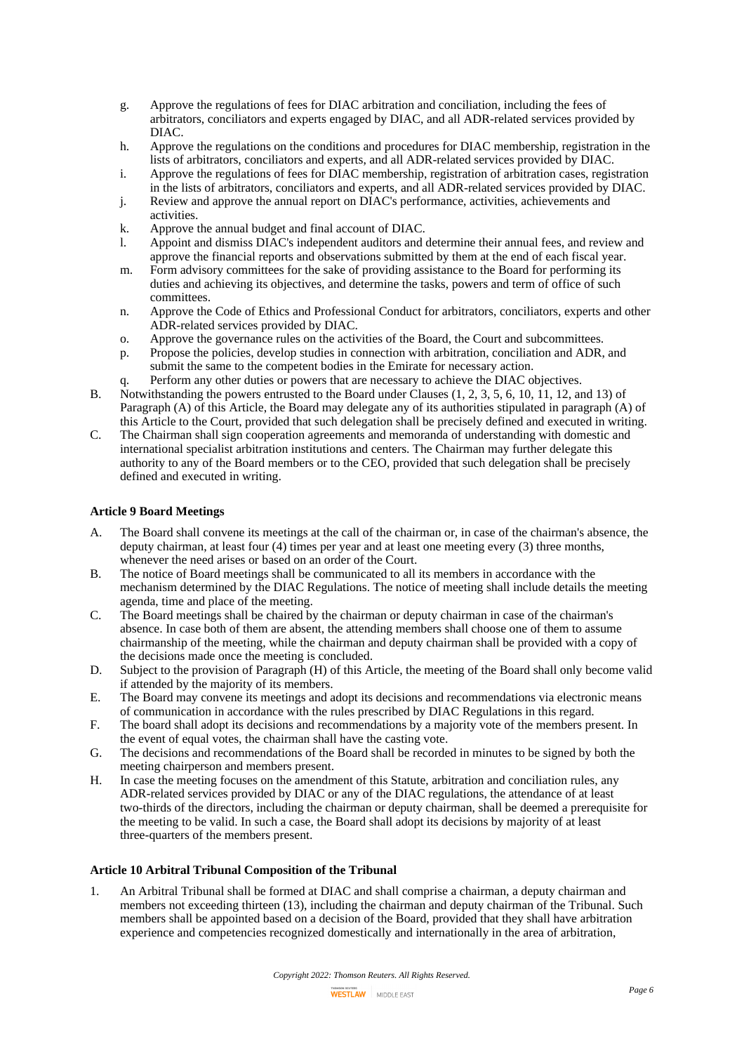g. Approve the regulations of fees for DIAC arbitration and conciliation, including the fees of arbitrators, conciliators and experts engaged by DIAC, and all ADR-related services provided by DIAC.
h. Approve the regulations on the conditions and procedures for DIAC membership, registration in the lists of arbitrators, conciliators and experts, and all ADR-related services provided by DIAC.
i. Approve the regulations of fees for DIAC membership, registration of arbitration cases, registration in the lists of arbitrators, conciliators and experts, and all ADR-related services provided by DIAC.
j. Review and approve the annual report on DIAC's performance, activities, achievements and activities.
k. Approve the annual budget and final account of DIAC.
l. Appoint and dismiss DIAC's independent auditors and determine their annual fees, and review and approve the financial reports and observations submitted by them at the end of each fiscal year.
m. Form advisory committees for the sake of providing assistance to the Board for performing its duties and achieving its objectives, and determine the tasks, powers and term of office of such committees.
n. Approve the Code of Ethics and Professional Conduct for arbitrators, conciliators, experts and other ADR-related services provided by DIAC.
o. Approve the governance rules on the activities of the Board, the Court and subcommittees.
p. Propose the policies, develop studies in connection with arbitration, conciliation and ADR, and submit the same to the competent bodies in the Emirate for necessary action.
q. Perform any other duties or powers that are necessary to achieve the DIAC objectives.

B. Notwithstanding the powers entrusted to the Board under Clauses (1, 2, 3, 5, 6, 10, 11, 12, and 13) of Paragraph (A) of this Article, the Board may delegate any of its authorities stipulated in paragraph (A) of this Article to the Court, provided that such delegation shall be precisely defined and executed in writing.

C. The Chairman shall sign cooperation agreements and memoranda of understanding with domestic and international specialist arbitration institutions and centers. The Chairman may further delegate this authority to any of the Board members or to the CEO, provided that such delegation shall be precisely defined and executed in writing.

**Article 9 Board Meetings**

A. The Board shall convene its meetings at the call of the chairman or, in case of the chairman's absence, the deputy chairman, at least four (4) times per year and at least one meeting every (3) three months, whenever the need arises or based on an order of the Court.

B. The notice of Board meetings shall be communicated to all its members in accordance with the mechanism determined by the DIAC Regulations. The notice of meeting shall include details the meeting agenda, time and place of the meeting.

C. The Board meetings shall be chaired by the chairman or deputy chairman in case of the chairman's absence. In case both of them are absent, the attending members shall choose one of them to assume chairmanship of the meeting, while the chairman and deputy chairman shall be provided with a copy of the decisions made once the meeting is concluded.

D. Subject to the provision of Paragraph (H) of this Article, the meeting of the Board shall only become valid if attended by the majority of its members.

E. The Board may convene its meetings and adopt its decisions and recommendations via electronic means of communication in accordance with the rules prescribed by DIAC Regulations in this regard.

F. The board shall adopt its decisions and recommendations by a majority vote of the members present. In the event of equal votes, the chairman shall have the casting vote.

G. The decisions and recommendations of the Board shall be recorded in minutes to be signed by both the meeting chairperson and members present.

H. In case the meeting focuses on the amendment of this Statute, arbitration and conciliation rules, any ADR-related services provided by DIAC or any of the DIAC regulations, the attendance of at least two-thirds of the directors, including the chairman or deputy chairman, shall be deemed a prerequisite for the meeting to be valid. In such a case, the Board shall adopt its decisions by majority of at least three-quarters of the members present.

**Article 10 Arbitral Tribunal Composition of the Tribunal**

1. An Arbitral Tribunal shall be formed at DIAC and shall comprise a chairman, a deputy chairman and members not exceeding thirteen (13), including the chairman and deputy chairman of the Tribunal. Such members shall be appointed based on a decision of the Board, provided that they shall have arbitration experience and competencies recognized domestically and internationally in the area of arbitration,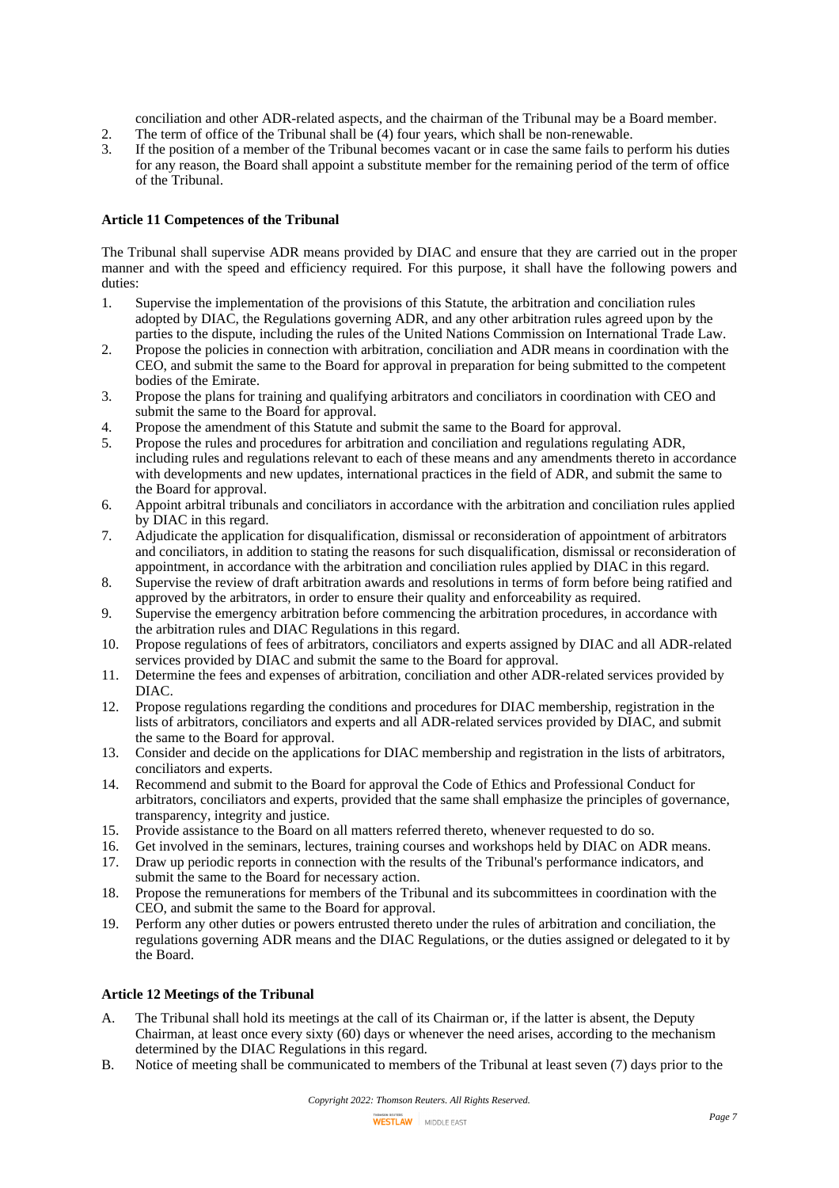conciliation and other ADR-related aspects, and the chairman of the Tribunal may be a Board member.

2. The term of office of the Tribunal shall be (4) four years, which shall be non-renewable.
3. If the position of a member of the Tribunal becomes vacant or in case the same fails to perform his duties for any reason, the Board shall appoint a substitute member for the remaining period of the term of office of the Tribunal.

**Article 11 Competences of the Tribunal**

The Tribunal shall supervise ADR means provided by DIAC and ensure that they are carried out in the proper manner and with the speed and efficiency required. For this purpose, it shall have the following powers and duties:

1. Supervise the implementation of the provisions of this Statute, the arbitration and conciliation rules adopted by DIAC, the Regulations governing ADR, and any other arbitration rules agreed upon by the parties to the dispute, including the rules of the United Nations Commission on International Trade Law.
2. Propose the policies in connection with arbitration, conciliation and ADR means in coordination with the CEO, and submit the same to the Board for approval in preparation for being submitted to the competent bodies of the Emirate.
3. Propose the plans for training and qualifying arbitrators and conciliators in coordination with CEO and submit the same to the Board for approval.
4. Propose the amendment of this Statute and submit the same to the Board for approval.
5. Propose the rules and procedures for arbitration and conciliation and regulations regulating ADR, including rules and regulations relevant to each of these means and any amendments thereto in accordance with developments and new updates, international practices in the field of ADR, and submit the same to the Board for approval.
6. Appoint arbitral tribunals and conciliators in accordance with the arbitration and conciliation rules applied by DIAC in this regard.
7. Adjudicate the application for disqualification, dismissal or reconsideration of appointment of arbitrators and conciliators, in addition to stating the reasons for such disqualification, dismissal or reconsideration of appointment, in accordance with the arbitration and conciliation rules applied by DIAC in this regard.
8. Supervise the review of draft arbitration awards and resolutions in terms of form before being ratified and approved by the arbitrators, in order to ensure their quality and enforceability as required.
9. Supervise the emergency arbitration before commencing the arbitration procedures, in accordance with the arbitration rules and DIAC Regulations in this regard.
10. Propose regulations of fees of arbitrators, conciliators and experts assigned by DIAC and all ADR-related services provided by DIAC and submit the same to the Board for approval.
11. Determine the fees and expenses of arbitration, conciliation and other ADR-related services provided by DIAC.
12. Propose regulations regarding the conditions and procedures for DIAC membership, registration in the lists of arbitrators, conciliators and experts and all ADR-related services provided by DIAC, and submit the same to the Board for approval.
13. Consider and decide on the applications for DIAC membership and registration in the lists of arbitrators, conciliators and experts.
14. Recommend and submit to the Board for approval the Code of Ethics and Professional Conduct for arbitrators, conciliators and experts, provided that the same shall emphasize the principles of governance, transparency, integrity and justice.
15. Provide assistance to the Board on all matters referred thereto, whenever requested to do so.
16. Get involved in the seminars, lectures, training courses and workshops held by DIAC on ADR means.
17. Draw up periodic reports in connection with the results of the Tribunal's performance indicators, and submit the same to the Board for necessary action.
18. Propose the remunerations for members of the Tribunal and its subcommittees in coordination with the CEO, and submit the same to the Board for approval.
19. Perform any other duties or powers entrusted thereto under the rules of arbitration and conciliation, the regulations governing ADR means and the DIAC Regulations, or the duties assigned or delegated to it by the Board.

**Article 12 Meetings of the Tribunal**

A. The Tribunal shall hold its meetings at the call of its Chairman or, if the latter is absent, the Deputy Chairman, at least once every sixty (60) days or whenever the need arises, according to the mechanism determined by the DIAC Regulations in this regard.
B. Notice of meeting shall be communicated to members of the Tribunal at least seven (7) days prior to the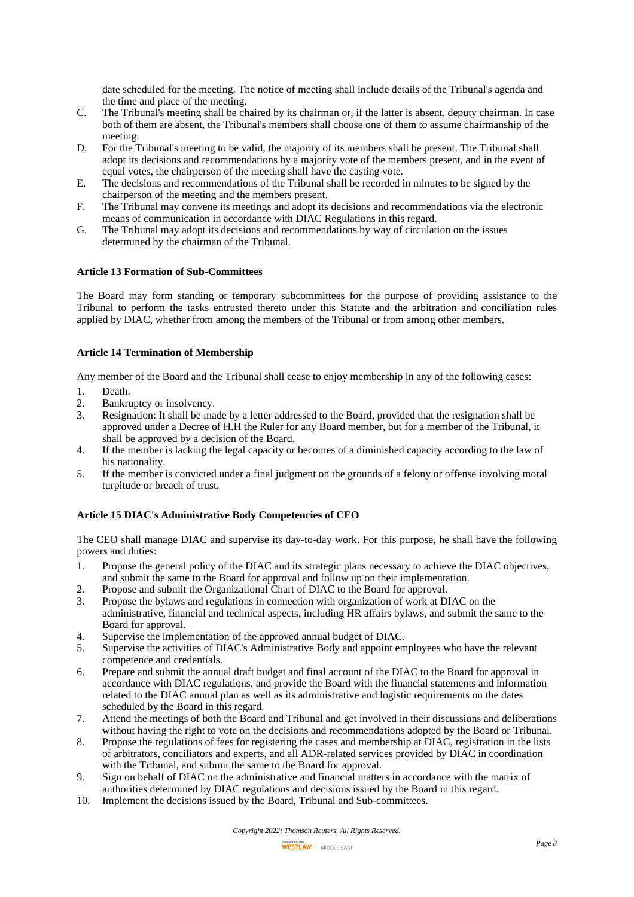date scheduled for the meeting. The notice of meeting shall include details of the Tribunal's agenda and the time and place of the meeting.

C. The Tribunal's meeting shall be chaired by its chairman or, if the latter is absent, deputy chairman. In case both of them are absent, the Tribunal's members shall choose one of them to assume chairmanship of the meeting.

D. For the Tribunal's meeting to be valid, the majority of its members shall be present. The Tribunal shall adopt its decisions and recommendations by a majority vote of the members present, and in the event of equal votes, the chairperson of the meeting shall have the casting vote.

E. The decisions and recommendations of the Tribunal shall be recorded in minutes to be signed by the chairperson of the meeting and the members present.

F. The Tribunal may convene its meetings and adopt its decisions and recommendations via the electronic means of communication in accordance with DIAC Regulations in this regard.

G. The Tribunal may adopt its decisions and recommendations by way of circulation on the issues determined by the chairman of the Tribunal.

**Article 13 Formation of Sub-Committees**

The Board may form standing or temporary subcommittees for the purpose of providing assistance to the Tribunal to perform the tasks entrusted thereto under this Statute and the arbitration and conciliation rules applied by DIAC, whether from among the members of the Tribunal or from among other members.

**Article 14 Termination of Membership**

Any member of the Board and the Tribunal shall cease to enjoy membership in any of the following cases:

1. Death.
2. Bankruptcy or insolvency.
3. Resignation: It shall be made by a letter addressed to the Board, provided that the resignation shall be approved under a Decree of H.H the Ruler for any Board member, but for a member of the Tribunal, it shall be approved by a decision of the Board.
4. If the member is lacking the legal capacity or becomes of a diminished capacity according to the law of his nationality.
5. If the member is convicted under a final judgment on the grounds of a felony or offense involving moral turpitude or breach of trust.

**Article 15 DIAC's Administrative Body Competencies of CEO**

The CEO shall manage DIAC and supervise its day-to-day work. For this purpose, he shall have the following powers and duties:

1. Propose the general policy of the DIAC and its strategic plans necessary to achieve the DIAC objectives, and submit the same to the Board for approval and follow up on their implementation.
2. Propose and submit the Organizational Chart of DIAC to the Board for approval.
3. Propose the bylaws and regulations in connection with organization of work at DIAC on the administrative, financial and technical aspects, including HR affairs bylaws, and submit the same to the Board for approval.
4. Supervise the implementation of the approved annual budget of DIAC.
5. Supervise the activities of DIAC's Administrative Body and appoint employees who have the relevant competence and credentials.
6. Prepare and submit the annual draft budget and final account of the DIAC to the Board for approval in accordance with DIAC regulations, and provide the Board with the financial statements and information related to the DIAC annual plan as well as its administrative and logistic requirements on the dates scheduled by the Board in this regard.
7. Attend the meetings of both the Board and Tribunal and get involved in their discussions and deliberations without having the right to vote on the decisions and recommendations adopted by the Board or Tribunal.
8. Propose the regulations of fees for registering the cases and membership at DIAC, registration in the lists of arbitrators, conciliators and experts, and all ADR-related services provided by DIAC in coordination with the Tribunal, and submit the same to the Board for approval.
9. Sign on behalf of DIAC on the administrative and financial matters in accordance with the matrix of authorities determined by DIAC regulations and decisions issued by the Board in this regard.
10. Implement the decisions issued by the Board, Tribunal and Sub-committees.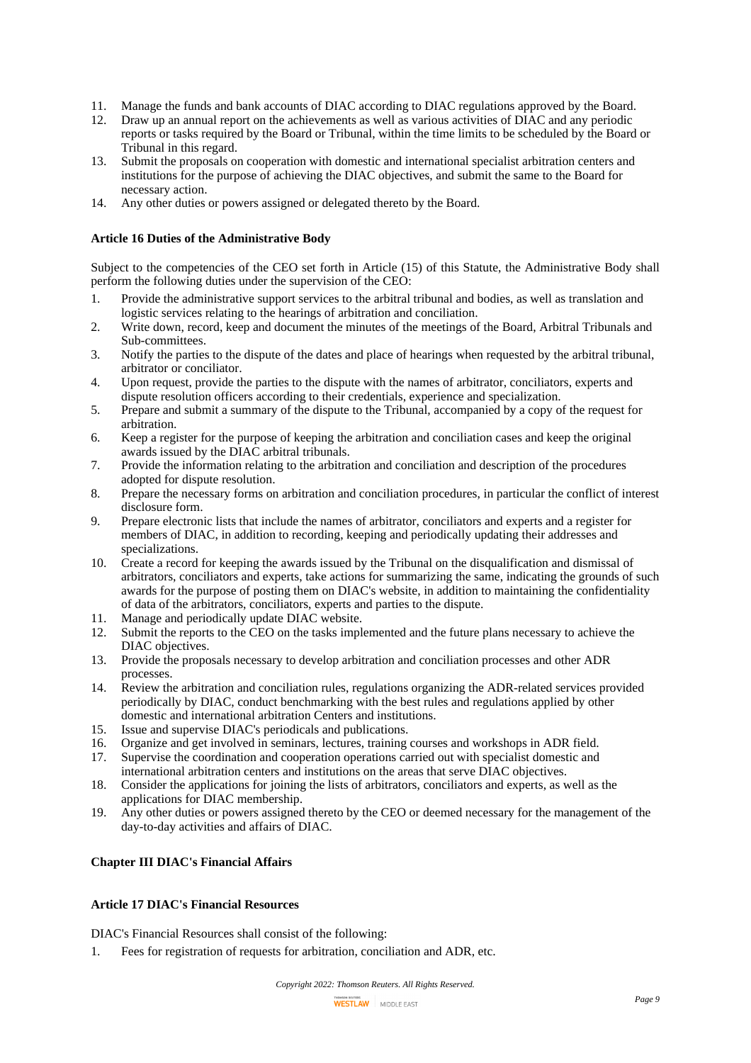11. Manage the funds and bank accounts of DIAC according to DIAC regulations approved by the Board.
12. Draw up an annual report on the achievements as well as various activities of DIAC and any periodic reports or tasks required by the Board or Tribunal, within the time limits to be scheduled by the Board or Tribunal in this regard.
13. Submit the proposals on cooperation with domestic and international specialist arbitration centers and institutions for the purpose of achieving the DIAC objectives, and submit the same to the Board for necessary action.
14. Any other duties or powers assigned or delegated thereto by the Board.

**Article 16 Duties of the Administrative Body**

Subject to the competencies of the CEO set forth in Article (15) of this Statute, the Administrative Body shall perform the following duties under the supervision of the CEO:

1. Provide the administrative support services to the arbitral tribunal and bodies, as well as translation and logistic services relating to the hearings of arbitration and conciliation.
2. Write down, record, keep and document the minutes of the meetings of the Board, Arbitral Tribunals and Sub-committees.
3. Notify the parties to the dispute of the dates and place of hearings when requested by the arbitral tribunal, arbitrator or conciliator.
4. Upon request, provide the parties to the dispute with the names of arbitrator, conciliators, experts and dispute resolution officers according to their credentials, experience and specialization.
5. Prepare and submit a summary of the dispute to the Tribunal, accompanied by a copy of the request for arbitration.
6. Keep a register for the purpose of keeping the arbitration and conciliation cases and keep the original awards issued by the DIAC arbitral tribunals.
7. Provide the information relating to the arbitration and conciliation and description of the procedures adopted for dispute resolution.
8. Prepare the necessary forms on arbitration and conciliation procedures, in particular the conflict of interest disclosure form.
9. Prepare electronic lists that include the names of arbitrator, conciliators and experts and a register for members of DIAC, in addition to recording, keeping and periodically updating their addresses and specializations.
10. Create a record for keeping the awards issued by the Tribunal on the disqualification and dismissal of arbitrators, conciliators and experts, take actions for summarizing the same, indicating the grounds of such awards for the purpose of posting them on DIAC's website, in addition to maintaining the confidentiality of data of the arbitrators, conciliators, experts and parties to the dispute.
11. Manage and periodically update DIAC website.
12. Submit the reports to the CEO on the tasks implemented and the future plans necessary to achieve the DIAC objectives.
13. Provide the proposals necessary to develop arbitration and conciliation processes and other ADR processes.
14. Review the arbitration and conciliation rules, regulations organizing the ADR-related services provided periodically by DIAC, conduct benchmarking with the best rules and regulations applied by other domestic and international arbitration Centers and institutions.
15. Issue and supervise DIAC's periodicals and publications.
16. Organize and get involved in seminars, lectures, training courses and workshops in ADR field.
17. Supervise the coordination and cooperation operations carried out with specialist domestic and international arbitration centers and institutions on the areas that serve DIAC objectives.
18. Consider the applications for joining the lists of arbitrators, conciliators and experts, as well as the applications for DIAC membership.
19. Any other duties or powers assigned thereto by the CEO or deemed necessary for the management of the day-to-day activities and affairs of DIAC.

**Chapter III DIAC's Financial Affairs**

**Article 17 DIAC's Financial Resources**

DIAC's Financial Resources shall consist of the following:

1. Fees for registration of requests for arbitration, conciliation and ADR, etc.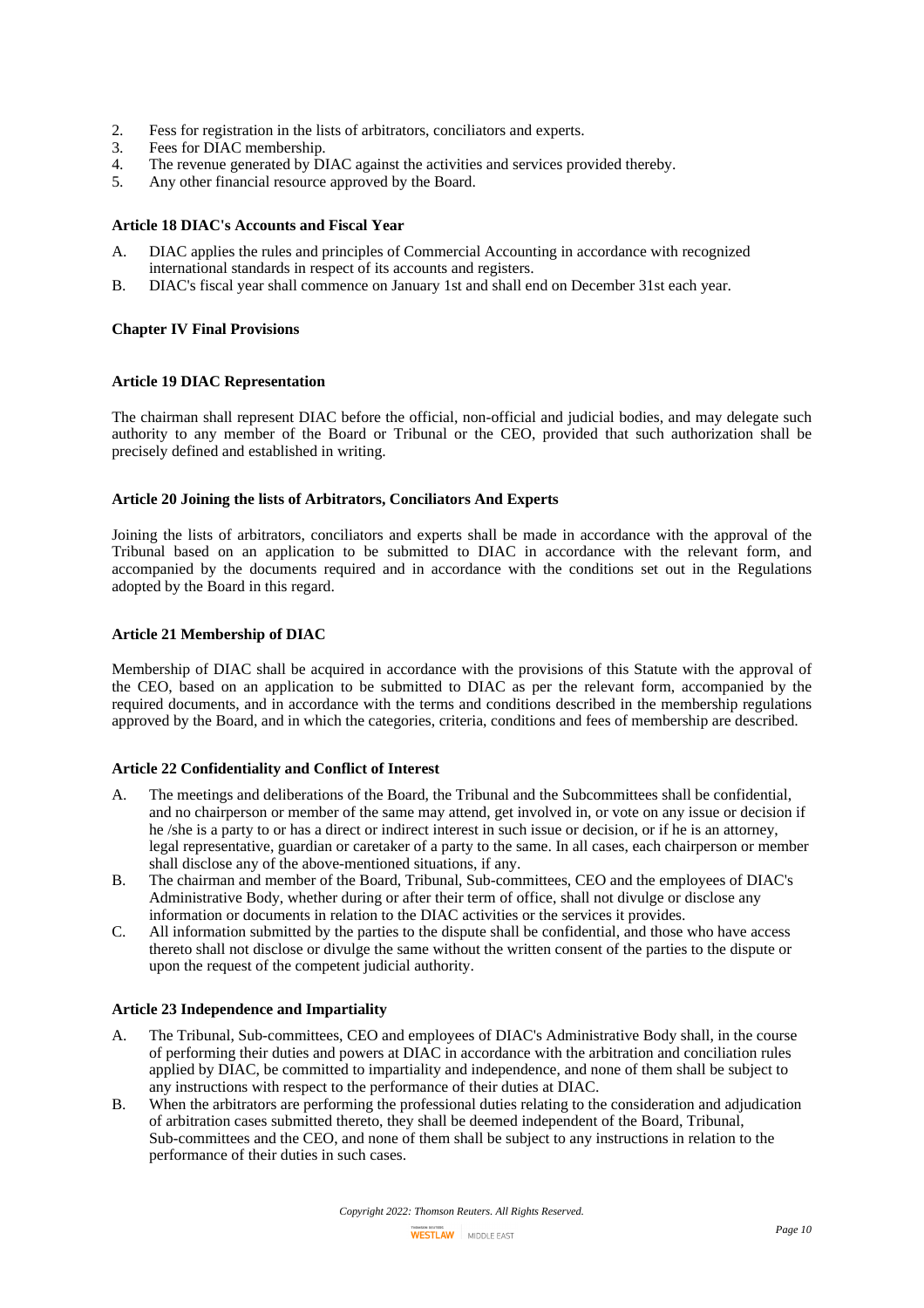2. Fess for registration in the lists of arbitrators, conciliators and experts.
3. Fees for DIAC membership.
4. The revenue generated by DIAC against the activities and services provided thereby.
5. Any other financial resource approved by the Board.

**Article 18 DIAC's Accounts and Fiscal Year**

A. DIAC applies the rules and principles of Commercial Accounting in accordance with recognized international standards in respect of its accounts and registers.
B. DIAC's fiscal year shall commence on January 1st and shall end on December 31st each year.

**Chapter IV Final Provisions**

**Article 19 DIAC Representation**

The chairman shall represent DIAC before the official, non-official and judicial bodies, and may delegate such authority to any member of the Board or Tribunal or the CEO, provided that such authorization shall be precisely defined and established in writing.

**Article 20 Joining the lists of Arbitrators, Conciliators And Experts**

Joining the lists of arbitrators, conciliators and experts shall be made in accordance with the approval of the Tribunal based on an application to be submitted to DIAC in accordance with the relevant form, and accompanied by the documents required and in accordance with the conditions set out in the Regulations adopted by the Board in this regard.

**Article 21 Membership of DIAC**

Membership of DIAC shall be acquired in accordance with the provisions of this Statute with the approval of the CEO, based on an application to be submitted to DIAC as per the relevant form, accompanied by the required documents, and in accordance with the terms and conditions described in the membership regulations approved by the Board, and in which the categories, criteria, conditions and fees of membership are described.

**Article 22 Confidentiality and Conflict of Interest**

A. The meetings and deliberations of the Board, the Tribunal and the Subcommittees shall be confidential, and no chairperson or member of the same may attend, get involved in, or vote on any issue or decision if he /she is a party to or has a direct or indirect interest in such issue or decision, or if he is an attorney, legal representative, guardian or caretaker of a party to the same. In all cases, each chairperson or member shall disclose any of the above-mentioned situations, if any.
B. The chairman and member of the Board, Tribunal, Sub-committees, CEO and the employees of DIAC's Administrative Body, whether during or after their term of office, shall not divulge or disclose any information or documents in relation to the DIAC activities or the services it provides.
C. All information submitted by the parties to the dispute shall be confidential, and those who have access thereto shall not disclose or divulge the same without the written consent of the parties to the dispute or upon the request of the competent judicial authority.

**Article 23 Independence and Impartiality**

A. The Tribunal, Sub-committees, CEO and employees of DIAC's Administrative Body shall, in the course of performing their duties and powers at DIAC in accordance with the arbitration and conciliation rules applied by DIAC, be committed to impartiality and independence, and none of them shall be subject to any instructions with respect to the performance of their duties at DIAC.
B. When the arbitrators are performing the professional duties relating to the consideration and adjudication of arbitration cases submitted thereto, they shall be deemed independent of the Board, Tribunal, Sub-committees and the CEO, and none of them shall be subject to any instructions in relation to the performance of their duties in such cases.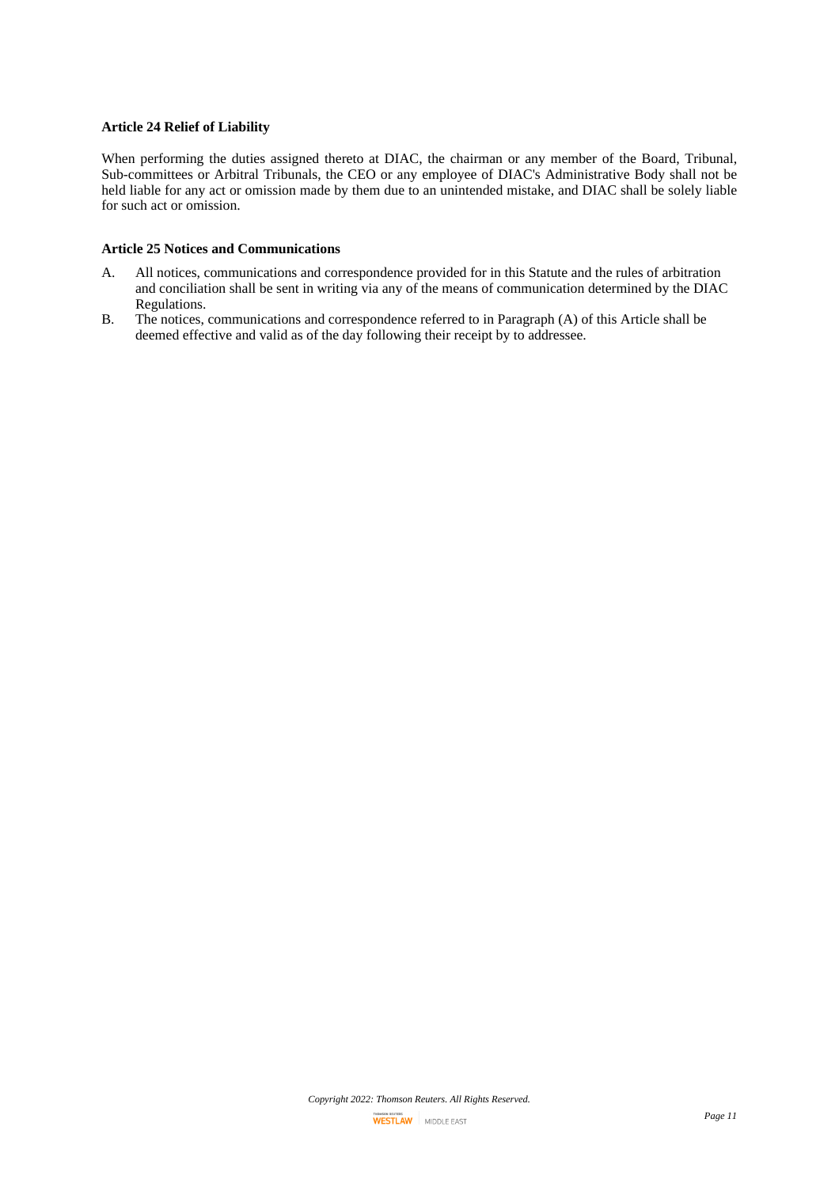**Article 24 Relief of Liability**

When performing the duties assigned thereto at DIAC, the chairman or any member of the Board, Tribunal, Sub-committees or Arbitral Tribunals, the CEO or any employee of DIAC's Administrative Body shall not be held liable for any act or omission made by them due to an unintended mistake, and DIAC shall be solely liable for such act or omission.

**Article 25 Notices and Communications**

A. All notices, communications and correspondence provided for in this Statute and the rules of arbitration and conciliation shall be sent in writing via any of the means of communication determined by the DIAC Regulations.

B. The notices, communications and correspondence referred to in Paragraph (A) of this Article shall be deemed effective and valid as of the day following their receipt by to addressee.